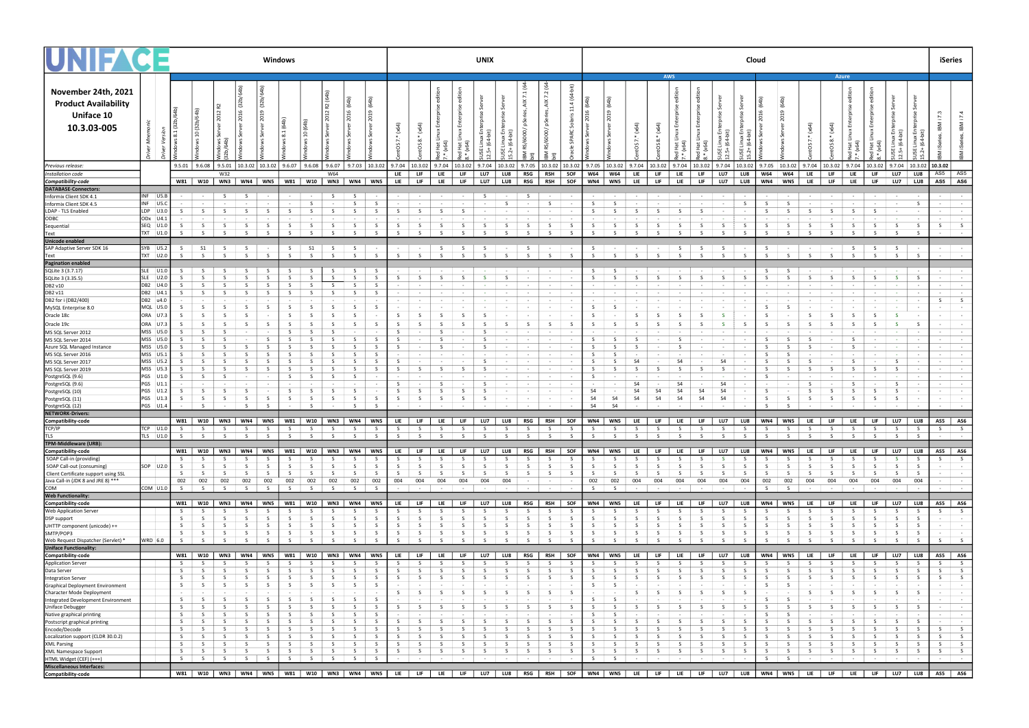# UNIFACE

## November 24th, 2021 Product Availability Uniface 10 10.3.03-005

| | Driver Mnemonic | Driver Version | Windows | | | | | | | | | | UNIX | | | | | | | | | Cloud AWS | | | | | | | | Cloud Azure | | | | | | | | iSeries | |
|---|---|---|---|---|---|---|---|---|---|---|---|---|---|---|---|---|---|---|---|---|---|---|---|---|---|---|---|---|---|---|---|---|---|---|---|---|---|---|---|
| | | | Windows 8.1 (32b/64b) | Windows 10 (32b/64b) | Windows Server 2012 R2 (32b/64b) | Windows Server 2016 (32b/64b) | Windows Server 2019 (32b/64b) | Windows 8.1 (64b) | Windows 10 (64b) | Windows Server 2012 R2 (64b) | Windows Server 2016 (64b) | Windows Server 2019 (64b) | CentOS 7.* (x64) | CentOS 8.* (x64) | Red Hat Linux Enterprise edition 7.* (x64) | Red Hat Linux Enterprise edition 8.* (x64) | SUSE Linux Enterprise Server 12.5+ (64-bit) | SUSE Linux Enterprise Server 15.2+ (64-bit) | IBM RS/6000/ pSeries, AIX 7.1 (64-bit) | IBM RS/6000/ pSeries, AIX 7.2 (64-bit) | Oracle SPARC Solaris 11.4 (64-bit) | Windows Server 2016 (64b) | Windows Server 2019 (64b) | CentOS 7.* (x64) | CentOS 8.* (x64) | Red Hat Linux Enterprise edition 7.* (x64) | Red Hat Linux Enterprise edition 8.* (x64) | SUSE Linux Enterprise Server 12.5+ (64-bit) | SUSE Linux Enterprise Server 15.2+ (64-bit) | Windows Server 2016 (64b) | Windows Server 2019 (64b) | CentOS 7.* (x64) | CentOS 8.* (x64) | Red Hat Linux Enterprise edition 7.* (x64) | Red Hat Linux Enterprise edition 8.* (x64) | SUSE Linux Enterprise Server 12.5+ (64-bit) | SUSE Linux Enterprise Server 15.2+ (64-bit) | IBM iSeries, IBM i 7.3 | IBM iSeries, IBM i 7.4 |
| Previous release: | | | 9.5.01 | 9.6.08 | 9.5.01 | 10.3.02 | 10.3.02 | 9.6.07 | 9.6.08 | 9.6.07 | 9.7.03 | 10.3.02 | 9.7.04 | 10.3.02 | 9.7.04 | 10.3.02 | 9.7.04 | 10.3.02 | 9.7.05 | 10.3.02 | 10.3.02 | 9.7.05 | 10.3.02 | 9.7.04 | 10.3.02 | 9.7.04 | 10.3.02 | 9.7.04 | 10.3.02 | 9.7.05 | 10.3.02 | 9.7.04 | 10.3.02 | 9.7.04 | 10.3.02 | 9.7.04 | 10.3.02 | 10.3.02 | |
| Installation code | | | | | W32 | | | | | W64 | | | LIE | LIF | LIE | LIF | LU7 | LU8 | RSG | RSH | SOF | W64 | W64 | LIE | LIF | LIE | LIF | LU7 | LU8 | W64 | W64 | LIE | LIF | LIE | LIF | LU7 | LU8 | AS5 | AS5 |
| Compatibility-code | | | W81 | W10 | WN3 | WN4 | WN5 | W81 | W10 | WN3 | WN4 | WN5 | LIE | LIF | LIE | LIF | LU7 | LU8 | RSG | RSH | SOF | WN4 | WN5 | LIE | LIF | LIE | LIF | LU7 | LU8 | WN4 | WN5 | LIE | LIF | LIE | LIF | LU7 | LU8 | AS5 | AS6 |
| **DATABASE-Connectors:** | | | | | | | | | | | | | | | | | | | | | | | | | | | | | | | | | | | | | | | |
| Informix Client SDK 4.1 | INF | U5.B | - | - | S | S | - | - | - | S | S | - | - | - | - | - | S | - | S | - | - | - | - | - | - | - | - | - | - | - | - | - | - | - | - | - | - | - | - |
| Informix Client SDK 4.5 | INF | U5.C | - | - | - | - | - | - | S | - | S | S | - | - | - | - | - | S | - | S | - | S | S | - | - | - | - | - | S | S | S | - | - | - | - | - | S | - | - |
| LDAP - TLS Enabled | LDP | U3.0 | S | S | S | S | S | S | S | S | S | S | S | S | S | S | - | - | - | - | - | S | S | S | S | S | S | - | - | S | S | S | S | S | S | - | - | - | - |
| ODBC | ODx | U4.1 | - | - | - | - | - | - | - | - | - | - | - | - | - | - | - | - | - | - | - | - | - | - | - | - | - | - | - | - | - | - | - | - | - | - | - | - | - |
| Sequential | SEQ | U1.0 | S | S | S | S | S | S | S | S | S | S | S | S | S | S | S | S | S | S | S | S | S | S | S | S | S | S | S | S | S | S | S | S | S | S | S | S | S |
| Text | TXT | U1.0 | S | S | S | S | S | S | S | S | S | S | S | S | S | S | S | S | S | S | S | S | S | S | S | S | S | S | S | S | S | S | S | S | S | S | S | - | - |
| **Unicode enabled** | | | | | | | | | | | | | | | | | | | | | | | | | | | | | | | | | | | | | | | |
| SAP Adaptive Server SDK 16 | SYB | U5.2 | S | S1 | S | S | - | S | S1 | S | S | - | - | - | S | S | S | - | S | - | - | S | - | - | - | S | S | S | - | S | - | - | - | S | S | S | - | - | - |
| Text | TXT | U2.0 | S | S | S | S | S | S | S | S | S | S | S | S | S | S | S | S | S | S | S | S | S | S | S | S | S | S | S | S | S | S | S | S | S | S | S | - | - |
| **Pagination enabled** | | | | | | | | | | | | | | | | | | | | | | | | | | | | | | | | | | | | | | | |
| SQLite 3 (3.7.17) | SLE | U1.0 | S | S | S | S | S | S | S | S | S | S | - | - | - | - | - | - | - | - | - | S | S | - | - | - | - | - | - | S | S | - | - | - | - | - | - | - | - |
| SQLite 3 (3.35.5) | SLE | U2.0 | S | S | S | S | S | S | S | S | S | S | S | S | S | S | S | S | - | - | - | S | S | S | S | S | S | S | S | S | S | S | S | S | S | S | S | - | - |
| DB2 v10 | DB2 | U4.0 | S | S | S | S | S | S | S | S | S | S | - | - | - | - | - | - | - | - | - | - | - | - | - | - | - | - | - | - | - | - | - | - | - | - | - | - | - |
| DB2 v11 | DB2 | U4.1 | S | S | S | S | S | S | S | S | S | S | - | - | - | - | - | - | - | - | - | - | - | - | - | - | - | - | - | - | - | - | - | - | - | - | - | - | - |
| DB2 for i (DB2/400) | DB2 | u4.0 | - | - | - | - | - | - | - | - | - | - | - | - | - | - | - | - | - | - | - | - | - | - | - | - | - | - | - | - | - | - | - | - | - | - | - | S | S |
| MySQL Enterprise 8.0 | MQL | U5.0 | S | S | S | S | S | S | S | S | S | S | - | - | - | - | - | - | - | - | - | S | S | - | - | - | - | - | - | S | S | - | - | - | - | - | - | - | - |
| Oracle 18c | ORA | U7.3 | S | S | S | - | - | S | S | S | - | - | S | S | S | S | S | - | - | - | - | S | - | S | S | S | S | S | - | S | - | S | S | S | S | S | - | - | - |
| Oracle 19c | ORA | U7.3 | S | S | S | S | S | S | S | S | S | S | S | S | S | S | S | S | S | S | S | S | S | S | S | S | S | S | S | S | S | S | S | S | S | S | S | - | - |
| MS SQL Server 2012 | MSS | U5.0 | S | S | S | - | - | S | S | S | - | - | S | - | S | - | S | - | - | - | - | - | - | - | - | - | - | - | - | - | - | - | - | - | - | - | - | - | - |
| MS SQL Server 2014 | MSS | U5.0 | S | S | S | S | S | S | S | S | S | S | S | - | S | - | S | - | - | - | - | S | S | S | - | S | - | - | - | S | S | S | - | S | - | - | - | - | - |
| Azure SQL Managed Instance | MSS | U5.0 | S | S | S | S | S | S | S | S | S | S | S | - | S | - | S | - | - | - | - | S | S | S | - | S | - | - | - | S | S | S | - | S | - | - | - | - | - |
| MS SQL Server 2016 | MSS | U5.1 | S | S | S | S | S | S | S | S | S | S | - | - | - | - | - | - | - | - | - | S | S | - | - | - | - | - | - | S | S | - | - | - | - | - | - | - | - |
| MS SQL Server 2017 | MSS | U5.2 | S | S | S | S | S | S | S | S | S | S | S | - | - | - | S | - | - | - | - | S | S | S4 | - | S4 | - | S4 | - | S | S | S | - | S | - | S | - | - | - |
| MS SQL Server 2019 | MSS | U5.3 | S | S | S | S | S | S | S | S | S | S | S | S | S | S | S | - | - | - | - | S | S | S | S | S | S | S | - | S | S | S | S | S | S | S | - | - | - |
| PostgreSQL (9.6) | PGS | U1.0 | S | S | S | - | - | S | S | S | S | - | - | - | - | - | - | - | - | - | - | S | - | - | - | - | - | - | - | S | - | - | - | - | - | - | - | - | - |
| PostgreSQL (9.6) | PGS | U1.1 | - | - | - | - | - | - | - | - | - | - | S | - | S | - | S | - | - | - | - | - | - | S4 | - | S4 | - | S4 | - | - | - | S | - | S | - | S | - | - | - |
| PostgreSQL (10) | PGS | U1.2 | S | S | S | S | - | S | S | S | S | - | S | S | S | S | S | - | - | - | - | S4 | - | S4 | S4 | S4 | S4 | S4 | - | S | - | S | S | S | S | S | - | - | - |
| PostgreSQL (11) | PGS | U1.3 | S | S | S | S | S | S | S | S | S | S | S | S | S | S | S | - | - | - | - | S4 | S4 | S4 | S4 | S4 | S4 | S4 | - | S | S | S | S | S | S | S | - | - | - |
| PostgreSQL (12) | PGS | U1.4 | - | - | S | S | S | - | - | - | S | S | - | - | - | - | - | - | - | - | - | S4 | S4 | - | - | - | - | - | - | S | S | - | - | - | - | - | - | - | - |
| **NETWORK-Drivers:** | | | | | | | | | | | | | | | | | | | | | | | | | | | | | | | | | | | | | | | |
| Compatibility-code | | | W81 | W10 | WN3 | WN4 | WN5 | W81 | W10 | WN3 | WN4 | WN5 | LIE | LIF | LIE | LIF | LU7 | LU8 | RSG | RSH | SOF | WN4 | WN5 | LIE | LIF | LIE | LIF | LU7 | LU8 | WN4 | WN5 | LIE | LIF | LIE | LIF | LU7 | LU8 | AS5 | AS6 |
| TCP/IP | TCP | U1.0 | S | S | S | S | S | S | S | S | S | S | S | S | S | S | S | S | S | S | S | S | S | S | S | S | S | S | S | S | S | S | S | S | S | S | S | S | S |
| TLS | TLS | U1.0 | S | S | S | S | S | S | S | S | S | S | S | S | S | S | S | S | S | S | S | S | S | S | S | S | S | S | S | S | S | S | S | S | S | S | S | - | - |
| **TPM-Middleware (URB):** | | | | | | | | | | | | | | | | | | | | | | | | | | | | | | | | | | | | | | | |
| Compatibility-code | | | W81 | W10 | WN3 | WN4 | WN5 | W81 | W10 | WN3 | WN4 | WN5 | LIE | LIF | LIE | LIF | LU7 | LU8 | RSG | RSH | SOF | WN4 | WN5 | LIE | LIF | LIE | LIF | LU7 | LU8 | WN4 | WN5 | LIE | LIF | LIE | LIF | LU7 | LU8 | AS5 | AS6 |
| SOAP Call-in (providing) | | | S | S | S | S | S | S | S | S | S | S | S | S | S | S | S | S | S | S | S | S | S | S | S | S | S | S | S | S | S | S | S | S | S | S | S | S | S |
| SOAP Call-out (consuming) | SOP | U2.0 | S | S | S | S | S | S | S | S | S | S | S | S | S | S | S | S | S | S | S | S | S | S | S | S | S | S | S | S | S | S | S | S | S | S | S | - | - |
| Client Certificate support using SSL | | | S | S | S | S | S | S | S | S | S | S | S | S | S | S | S | S | S | S | S | S | S | S | S | S | S | S | S | S | S | S | S | S | S | S | S | - | - |
| Java Call-in (JDK 8 and JRE 8) *** | | | 002 | 002 | 002 | 002 | 002 | 002 | 002 | 002 | 002 | 002 | 004 | 004 | 004 | 004 | 004 | 004 | - | - | - | 002 | 002 | 004 | 004 | 004 | 004 | 004 | 004 | 002 | 002 | 004 | 004 | 004 | 004 | 004 | 004 | - | - |
| COM | COM | U1.0 | S | S | S | S | S | S | S | S | S | S | - | - | - | - | - | - | - | - | - | S | S | - | - | - | - | - | - | S | S | - | - | - | - | - | - | - | - |
| **Web Functionality:** | | | | | | | | | | | | | | | | | | | | | | | | | | | | | | | | | | | | | | | |
| Compatibility-code | | | W81 | W10 | WN3 | WN4 | WN5 | W81 | W10 | WN3 | WN4 | WN5 | LIE | LIF | LIE | LIF | LU7 | LU8 | RSG | RSH | SOF | WN4 | WN5 | LIE | LIF | LIE | LIF | LU7 | LU8 | WN4 | WN5 | LIE | LIF | LIE | LIF | LU7 | LU8 | AS5 | AS6 |
| Web Application Server | | | S | S | S | S | S | S | S | S | S | S | S | S | S | S | S | S | S | S | S | S | S | S | S | S | S | S | S | S | S | S | S | S | S | S | S | S | S |
| DSP support | | | S | S | S | S | S | S | S | S | S | S | S | S | S | S | S | S | S | S | S | S | S | S | S | S | S | S | S | S | S | S | S | S | S | S | S | - | - |
| UHTTP component (unicode) ++ | | | S | S | S | S | S | S | S | S | S | S | S | S | S | S | S | S | S | S | S | S | S | S | S | S | S | S | S | S | S | S | S | S | S | S | S | - | - |
| SMTP/POP3 | | | S | S | S | S | S | S | S | S | S | S | S | S | S | S | S | S | S | S | S | S | S | S | S | S | S | S | S | S | S | S | S | S | S | S | S | - | - |
| Web Request Dispatcher (Servlet) * | WRD | 6.0 | S | S | S | S | S | S | S | S | S | S | S | S | S | S | S | S | S | S | S | S | S | S | S | S | S | S | S | S | S | S | S | S | S | S | S | S | S |
| **Uniface Functionality:** | | | | | | | | | | | | | | | | | | | | | | | | | | | | | | | | | | | | | | | |
| Compatibility-code | | | W81 | W10 | WN3 | WN4 | WN5 | W81 | W10 | WN3 | WN4 | WN5 | LIE | LIF | LIE | LIF | LU7 | LU8 | RSG | RSH | SOF | WN4 | WN5 | LIE | LIF | LIE | LIF | LU7 | LU8 | WN4 | WN5 | LIE | LIF | LIE | LIF | LU7 | LU8 | AS5 | AS6 |
| Application Server | | | S | S | S | S | S | S | S | S | S | S | S | S | S | S | S | S | S | S | S | S | S | S | S | S | S | S | S | S | S | S | S | S | S | S | S | S | S |
| Data Server | | | S | S | S | S | S | S | S | S | S | S | S | S | S | S | S | S | S | S | S | S | S | S | S | S | S | S | S | S | S | S | S | S | S | S | S | S | S |
| Integration Server | | | S | S | S | S | S | S | S | S | S | S | S | S | S | S | S | S | S | S | S | S | S | S | S | S | S | S | S | S | S | S | S | S | S | S | S | S | S |
| Graphical Deployment Environment | | | S | S | S | S | S | S | S | S | S | S | - | - | - | - | - | - | - | - | - | S | S | - | - | - | - | - | - | S | S | - | - | - | - | - | - | - | - |
| Character Mode Deployment | | | - | - | - | - | - | - | - | - | - | - | S | S | S | S | S | S | S | S | S | - | - | S | S | S | S | S | S | - | - | S | S | S | S | S | S | - | - |
| Integrated Development Environment | | | S | S | S | S | S | S | S | S | S | S | - | - | - | - | - | - | - | - | - | S | S | - | - | - | - | - | - | S | S | - | - | - | - | - | - | - | - |
| Uniface Debugger | | | S | S | S | S | S | S | S | S | S | S | S | S | S | S | S | S | S | S | S | S | S | S | S | S | S | S | S | S | S | S | S | S | S | S | S | - | - |
| Native graphical printing | | | S | S | S | S | S | S | S | S | S | S | - | - | - | - | - | - | - | - | - | S | S | - | - | - | - | - | - | S | S | - | - | - | - | - | - | - | - |
| Postscript graphical printing | | | S | S | S | S | S | S | S | S | S | S | S | S | S | S | S | S | S | S | S | S | S | S | S | S | S | S | S | S | S | S | S | S | S | S | S | - | - |
| Encode/Decode | | | S | S | S | S | S | S | S | S | S | S | S | S | S | S | S | S | S | S | S | S | S | S | S | S | S | S | S | S | S | S | S | S | S | S | S | - | - |
| Localization support (CLDR 30.0.2) | | | S | S | S | S | S | S | S | S | S | S | S | S | S | S | S | S | S | S | S | S | S | S | S | S | S | S | S | S | S | S | S | S | S | S | S | S | S |
| XML Parsing | | | S | S | S | S | S | S | S | S | S | S | S | S | S | S | S | S | S | S | S | S | S | S | S | S | S | S | S | S | S | S | S | S | S | S | S | S | S |
| XML Namespace Support | | | S | S | S | S | S | S | S | S | S | S | S | S | S | S | S | S | S | S | S | S | S | S | S | S | S | S | S | S | S | S | S | S | S | S | S | S | S |
| HTML Widget (CEF) (+++) | | | S | S | S | S | S | S | S | S | S | S | - | - | - | - | - | - | - | - | - | S | S | - | - | - | - | - | - | S | S | - | - | - | - | - | - | - | - |
| **Miscellaneous Interfaces:** | | | | | | | | | | | | | | | | | | | | | | | | | | | | | | | | | | | | | | | |
| Compatibility-code | | | W81 | W10 | WN3 | WN4 | WN5 | W81 | W10 | WN3 | WN4 | WN5 | LIE | LIF | LIE | LIF | LU7 | LU8 | RSG | RSH | SOF | WN4 | WN5 | LIE | LIF | LIE | LIF | LU7 | LU8 | WN4 | WN5 | LIE | LIF | LIE | LIF | LU7 | LU8 | AS5 | AS6 |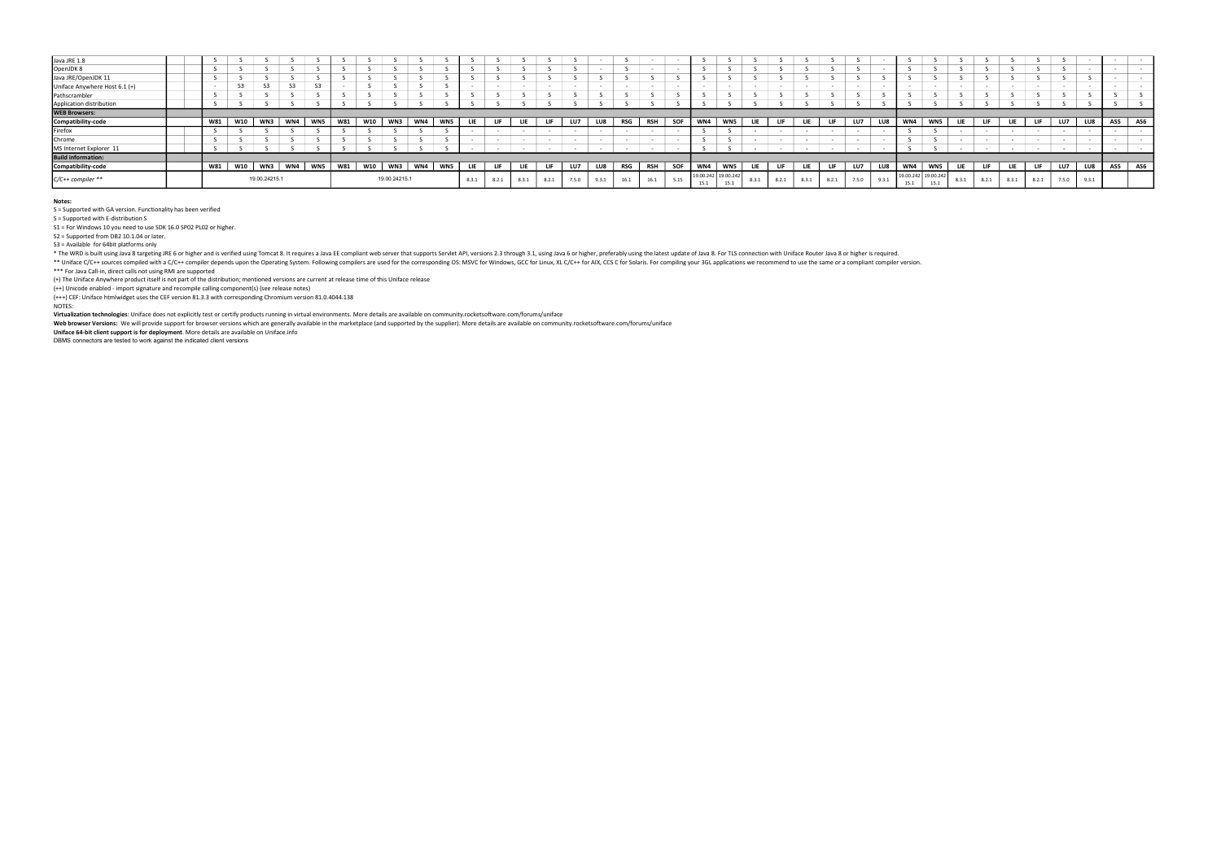| | | | | | | | | | | | | | | | | | | | | | | | | | | | | | | | | | | | | | | | | |
|---|---|---|---|---|---|---|---|---|---|---|---|---|---|---|---|---|---|---|---|---|---|---|---|---|---|---|---|---|---|---|---|---|---|---|---|---|---|---|---|
| Java JRE 1.8 | | | S | S | S | S | S | S | S | S | S | S | S | S | S | S | S | - | S | - | - | S | S | S | S | S | S | S | - | S | S | S | S | S | S | S | - | - | - |
| OpenJDK 8 | | | S | S | S | S | S | S | S | S | S | S | S | S | S | S | S | - | S | - | - | S | S | S | S | S | S | S | - | S | S | S | S | S | S | S | - | - | - |
| Java JRE/OpenJDK 11 | | | S | S | S | S | S | S | S | S | S | S | S | S | S | S | S | S | S | S | S | S | S | S | S | S | S | S | S | S | S | S | S | S | S | S | S | - | - |
| Uniface Anywhere Host 6.1 (+) | | | - | S3 | S3 | S3 | S3 | - | S | S | S | S | - | - | - | - | - | - | - | - | - | - | - | - | - | - | - | - | - | - | - | - | - | - | - | - | - | - | - |
| Pathscrambler | | | S | S | S | S | S | S | S | S | S | S | S | S | S | S | S | S | S | S | S | S | S | S | S | S | S | S | S | S | S | S | S | S | S | S | S | S | S |
| Application distribution | | | S | S | S | S | S | S | S | S | S | S | S | S | S | S | S | S | S | S | S | S | S | S | S | S | S | S | S | S | S | S | S | S | S | S | S | S | S |
| **WEB Browsers:** | | | | | | | | | | | | | | | | | | | | | | | | | | | | | | | | | | | | | | | |
| **Compatibility-code** | | | **W81** | **W10** | **WN3** | **WN4** | **WN5** | **W81** | **W10** | **WN3** | **WN4** | **WN5** | **LIE** | **LIF** | **LIE** | **LIF** | **LU7** | **LU8** | **RSG** | **RSH** | **SOF** | **WN4** | **WN5** | **LIE** | **LIF** | **LIE** | **LIF** | **LU7** | **LU8** | **WN4** | **WN5** | **LIE** | **LIF** | **LIE** | **LIF** | **LU7** | **LU8** | **AS5** | **AS6** |
| Firefox | | | S | S | S | S | S | S | S | S | S | S | - | - | - | - | - | - | - | - | - | S | S | - | - | - | - | - | - | S | S | - | - | - | - | - | - | - | - |
| Chrome | | | S | S | S | S | S | S | S | S | S | S | - | - | - | - | - | - | - | - | - | S | S | - | - | - | - | - | - | S | S | - | - | - | - | - | - | - | - |
| MS Internet Explorer 11 | | | S | S | S | S | S | S | S | S | S | S | - | - | - | - | - | - | - | - | - | S | S | - | - | - | - | - | - | S | S | - | - | - | - | - | - | - | - |
| **Build information:** | | | | | | | | | | | | | | | | | | | | | | | | | | | | | | | | | | | | | | | |
| **Compatibility-code** | | | **W81** | **W10** | **WN3** | **WN4** | **WN5** | **W81** | **W10** | **WN3** | **WN4** | **WN5** | **LIE** | **LIF** | **LIE** | **LIF** | **LU7** | **LU8** | **RSG** | **RSH** | **SOF** | **WN4** | **WN5** | **LIE** | **LIF** | **LIE** | **LIF** | **LU7** | **LU8** | **WN4** | **WN5** | **LIE** | **LIF** | **LIE** | **LIF** | **LU7** | **LU8** | **AS5** | **AS6** |
| *C/C++ compiler \*\** | | | 19.00.24215.1 | | | | | 19.00.24215.1 | | | | | 8.3.1 | 8.2.1 | 8.3.1 | 8.2.1 | 7.5.0 | 9.3.1 | 16.1 | 16.1 | 5.15 | 19.00.24215.1 | 19.00.24215.1 | 8.3.1 | 8.2.1 | 8.3.1 | 8.2.1 | 7.5.0 | 9.3.1 | 19.00.24215.1 | 19.00.24215.1 | 8.3.1 | 8.2.1 | 8.3.1 | 8.2.1 | 7.5.0 | 9.3.1 | | |

**Notes:**

S = Supported with GA version. Functionality has been verified

S = Supported with E-distribution S

S1 = For Windows 10 you need to use SDK 16.0 SP02 PL02 or higher.

S2 = Supported from DB2 10.1.04 or later.

S3 = Available for 64bit platforms only

* The WRD is built using Java 8 targeting JRE 6 or higher and is verified using Tomcat 8. It requires a Java EE compliant web server that supports Servlet API, versions 2.3 through 3.1, using Java 6 or higher, preferably using the latest update of Java 8. For TLS connection with Uniface Router Java 8 or higher is required.

** Uniface C/C++ sources compiled with a C/C++ compiler depends upon the Operating System. Following compilers are used for the corresponding OS: MSVC for Windows, GCC for Linux, XL C/C++ for AIX, CCS C for Solaris. For compiling your 3GL applications we recommend to use the same or a compliant compiler version.

*** For Java Call-in, direct calls not using RMI are supported

(+) The Uniface Anywhere product itself is not part of the distribution; mentioned versions are current at release time of this Uniface release

(++) Unicode enabled - import signature and recompile calling component(s) (see release notes)

(+++) CEF: Uniface htmlwidget uses the CEF version 81.3.3 with corresponding Chromium version 81.0.4044.138

NOTES:

**Virtualization technologies**: Uniface does not explicitly test or certify products running in virtual environments. More details are available on community.rocketsoftware.com/forums/uniface

**Web browser Versions:** We will provide support for browser versions which are generally available in the marketplace (and supported by the supplier). More details are available on community.rocketsoftware.com/forums/uniface

**Uniface 64-bit client support is for deployment**. More details are available on Uniface.info

DBMS connectors are tested to work against the indicated client versions